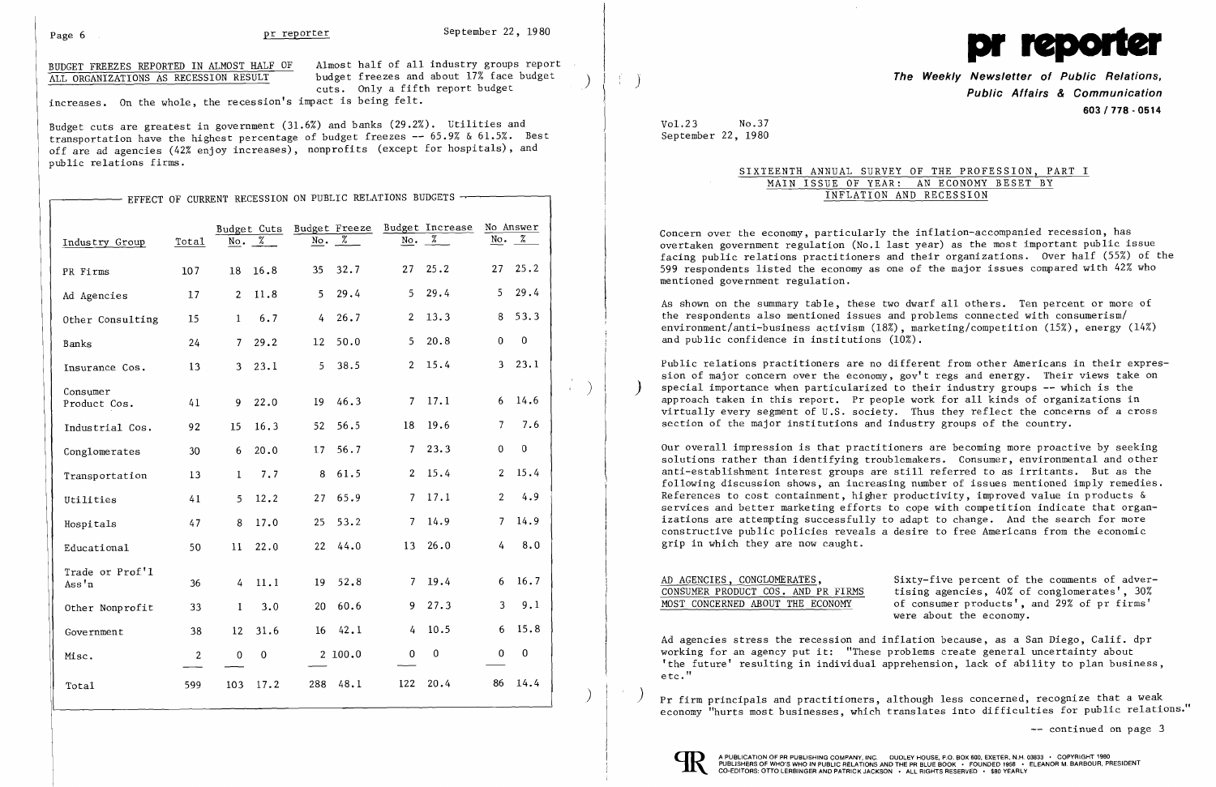BUDGET FREEZES REPORTED IN ALMOST HALF OF ALL ORGANIZATIONS AS RECESSION RESULT

Almost half of all industry groups report budget freezes and about 17% face budget cuts. Only a fifth report budget increases. On the whole, the recession's impact is being felt.

Budget cuts are greatest in government (31.6%) and banks (29.2%). Utilities and transportation have the highest percentage of budget freezes -- 65.9% & 61.5%. Best off are ad agencies (42% enjoy increases), nonprofits (except for hospitals), and public relations firms.

EFFECT OF CURRENT RECESSION ON PUBLIC RELATIONS BUDGETS

| Industry Group | Total | Budget Cuts No. | Budget Cuts % | Budget Freeze No. | Budget Freeze % | Budget Increase No. | Budget Increase % | No Answer No. | No Answer % |
|---|---|---|---|---|---|---|---|---|---|
| PR Firms | 107 | 18 | 16.8 | 35 | 32.7 | 27 | 25.2 | 27 | 25.2 |
| Ad Agencies | 17 | 2 | 11.8 | 5 | 29.4 | 5 | 29.4 | 5 | 29.4 |
| Other Consulting | 15 | 1 | 6.7 | 4 | 26.7 | 2 | 13.3 | 8 | 53.3 |
| Banks | 24 | 7 | 29.2 | 12 | 50.0 | 5 | 20.8 | 0 | 0 |
| Insurance Cos. | 13 | 3 | 23.1 | 5 | 38.5 | 2 | 15.4 | 3 | 23.1 |
| Consumer Product Cos. | 41 | 9 | 22.0 | 19 | 46.3 | 7 | 17.1 | 6 | 14.6 |
| Industrial Cos. | 92 | 15 | 16.3 | 52 | 56.5 | 18 | 19.6 | 7 | 7.6 |
| Conglomerates | 30 | 6 | 20.0 | 17 | 56.7 | 7 | 23.3 | 0 | 0 |
| Transportation | 13 | 1 | 7.7 | 8 | 61.5 | 2 | 15.4 | 2 | 15.4 |
| Utilities | 41 | 5 | 12.2 | 27 | 65.9 | 7 | 17.1 | 2 | 4.9 |
| Hospitals | 47 | 8 | 17.0 | 25 | 53.2 | 7 | 14.9 | 7 | 14.9 |
| Educational | 50 | 11 | 22.0 | 22 | 44.0 | 13 | 26.0 | 4 | 8.0 |
| Trade or Prof'l Ass'n | 36 | 4 | 11.1 | 19 | 52.8 | 7 | 19.4 | 6 | 16.7 |
| Other Nonprofit | 33 | 1 | 3.0 | 20 | 60.6 | 9 | 27.3 | 3 | 9.1 |
| Government | 38 | 12 | 31.6 | 16 | 42.1 | 4 | 10.5 | 6 | 15.8 |
| Misc. | 2 | 0 | 0 | 2 | 100.0 | 0 | 0 | 0 | 0 |
| Total | 599 | 103 | 17.2 | 288 | 48.1 | 122 | 20.4 | 86 | 14.4 |

# pr reporter

**The Weekly Newsletter of Public Relations, Public Affairs & Communication**

**603 / 778 - 0514**

Vol.23 No.37
September 22, 1980

## SIXTEENTH ANNUAL SURVEY OF THE PROFESSION, PART I
## MAIN ISSUE OF YEAR: AN ECONOMY BESET BY INFLATION AND RECESSION

Concern over the economy, particularly the inflation-accompanied recession, has overtaken government regulation (No.1 last year) as the most important public issue facing public relations practitioners and their organizations. Over half (55%) of the 599 respondents listed the economy as one of the major issues compared with 42% who mentioned government regulation.

As shown on the summary table, these two dwarf all others. Ten percent or more of the respondents also mentioned issues and problems connected with consumerism/environment/anti-business activism (18%), marketing/competition (15%), energy (14%) and public confidence in institutions (10%).

Public relations practitioners are no different from other Americans in their expression of major concern over the economy, gov't regs and energy. Their views take on special importance when particularized to their industry groups -- which is the approach taken in this report. Pr people work for all kinds of organizations in virtually every segment of U.S. society. Thus they reflect the concerns of a cross section of the major institutions and industry groups of the country.

Our overall impression is that practitioners are becoming more proactive by seeking solutions rather than identifying troublemakers. Consumer, environmental and other anti-establishment interest groups are still referred to as irritants. But as the following discussion shows, an increasing number of issues mentioned imply remedies. References to cost containment, higher productivity, improved value in products & services and better marketing efforts to cope with competition indicate that organizations are attempting successfully to adapt to change. And the search for more constructive public policies reveals a desire to free Americans from the economic grip in which they are now caught.

AD AGENCIES, CONGLOMERATES, CONSUMER PRODUCT COS. AND PR FIRMS MOST CONCERNED ABOUT THE ECONOMY

Sixty-five percent of the comments of advertising agencies, 40% of conglomerates', 30% of consumer products', and 29% of pr firms' were about the economy.

Ad agencies stress the recession and inflation because, as a San Diego, Calif. dpr working for an agency put it: "These problems create general uncertainty about 'the future' resulting in individual apprehension, lack of ability to plan business, etc."

Pr firm principals and practitioners, although less concerned, recognize that a weak economy "hurts most businesses, which translates into difficulties for public relations."

-- continued on page 3

A PUBLICATION OF PR PUBLISHING COMPANY, INC. DUDLEY HOUSE, P.O. BOX 600, EXETER, N.H. 03833 • COPYRIGHT 1980 PUBLISHERS OF WHO'S WHO IN PUBLIC RELATIONS AND THE PR BLUE BOOK • FOUNDED 1958 • ELEANOR M. BARBOUR, PRESIDENT CO-EDITORS: OTTO LERBINGER AND PATRICK JACKSON • ALL RIGHTS RESERVED • $80 YEARLY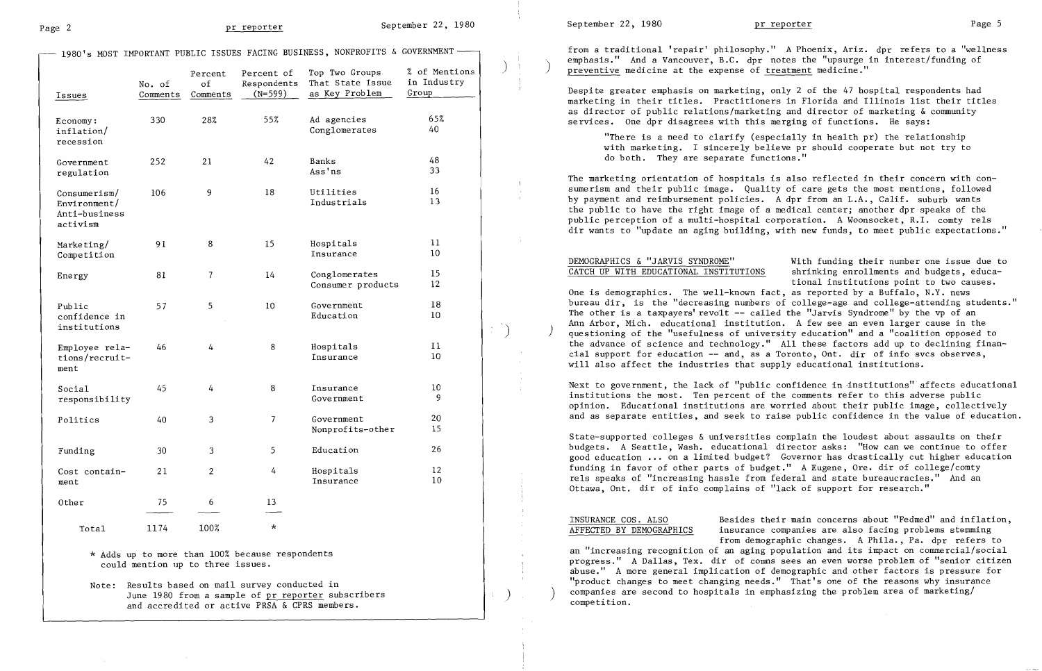## 1980's MOST IMPORTANT PUBLIC ISSUES FACING BUSINESS, NONPROFITS & GOVERNMENT

| Issues | No. of Comments | Percent of Comments | Percent of Respondents (N=599) | Top Two Groups That State Issue as Key Problem | % of Mentions in Industry Group |
|---|---|---|---|---|---|
| Economy: inflation/ recession | 330 | 28% | 55% | Ad agencies<br>Conglomerates | 65%<br>40 |
| Government regulation | 252 | 21 | 42 | Banks<br>Ass'ns | 48<br>33 |
| Consumerism/ Environment/ Anti-business activism | 106 | 9 | 18 | Utilities<br>Industrials | 16<br>13 |
| Marketing/ Competition | 91 | 8 | 15 | Hospitals<br>Insurance | 11<br>10 |
| Energy | 81 | 7 | 14 | Conglomerates<br>Consumer products | 15<br>12 |
| Public confidence in institutions | 57 | 5 | 10 | Government<br>Education | 18<br>10 |
| Employee relations/recruitment | 46 | 4 | 8 | Hospitals<br>Insurance | 11<br>10 |
| Social responsibility | 45 | 4 | 8 | Insurance<br>Government | 10<br>9 |
| Politics | 40 | 3 | 7 | Government<br>Nonprofits-other | 20<br>15 |
| Funding | 30 | 3 | 5 | Education | 26 |
| Cost containment | 21 | 2 | 4 | Hospitals<br>Insurance | 12<br>10 |
| Other | 75 | 6 | 13 | | |
| Total | 1174 | 100% | * | | |

\* Adds up to more than 100% because respondents could mention up to three issues.

Note: Results based on mail survey conducted in June 1980 from a sample of pr reporter subscribers and accredited or active PRSA & CPRS members.

from a traditional 'repair' philosophy." A Phoenix, Ariz. dpr refers to a "wellness emphasis." And a Vancouver, B.C. dpr notes the "upsurge in interest/funding of preventive medicine at the expense of treatment medicine."

Despite greater emphasis on marketing, only 2 of the 47 hospital respondents had marketing in their titles. Practitioners in Florida and Illinois list their titles as director of public relations/marketing and director of marketing & community services. One dpr disagrees with this merging of functions. He says:

> "There is a need to clarify (especially in health pr) the relationship with marketing. I sincerely believe pr should cooperate but not try to do both. They are separate functions."

The marketing orientation of hospitals is also reflected in their concern with consumerism and their public image. Quality of care gets the most mentions, followed by payment and reimbursement policies. A dpr from an L.A., Calif. suburb wants the public to have the right image of a medical center; another dpr speaks of the public perception of a multi-hospital corporation. A Woonsocket, R.I. comty rels dir wants to "update an aging building, with new funds, to meet public expectations."

**DEMOGRAPHICS & "JARVIS SYNDROME" CATCH UP WITH EDUCATIONAL INSTITUTIONS**

With funding their number one issue due to shrinking enrollments and budgets, educational institutions point to two causes. One is demographics. The well-known fact, as reported by a Buffalo, N.Y. news bureau dir, is the "decreasing numbers of college-age and college-attending students." The other is a taxpayers' revolt -- called the "Jarvis Syndrome" by the vp of an Ann Arbor, Mich. educational institution. A few see an even larger cause in the questioning of the "usefulness of university education" and a "coalition opposed to the advance of science and technology." All these factors add up to declining financial support for education -- and, as a Toronto, Ont. dir of info svcs observes, will also affect the industries that supply educational institutions.

Next to government, the lack of "public confidence in institutions" affects educational institutions the most. Ten percent of the comments refer to this adverse public opinion. Educational institutions are worried about their public image, collectively and as separate entities, and seek to raise public confidence in the value of education.

State-supported colleges & universities complain the loudest about assaults on their budgets. A Seattle, Wash. educational director asks: "How can we continue to offer good education ... on a limited budget? Governor has drastically cut higher education funding in favor of other parts of budget." A Eugene, Ore. dir of college/comty rels speaks of "increasing hassle from federal and state bureaucracies." And an Ottawa, Ont. dir of info complains of "lack of support for research."

**INSURANCE COS. ALSO AFFECTED BY DEMOGRAPHICS**

Besides their main concerns about "Fedmed" and inflation, insurance companies are also facing problems stemming from demographic changes. A Phila., Pa. dpr refers to an "increasing recognition of an aging population and its impact on commercial/social progress." A Dallas, Tex. dir of comns sees an even worse problem of "senior citizen abuse." A more general implication of demographic and other factors is pressure for "product changes to meet changing needs." That's one of the reasons why insurance companies are second to hospitals in emphasizing the problem area of marketing/competition.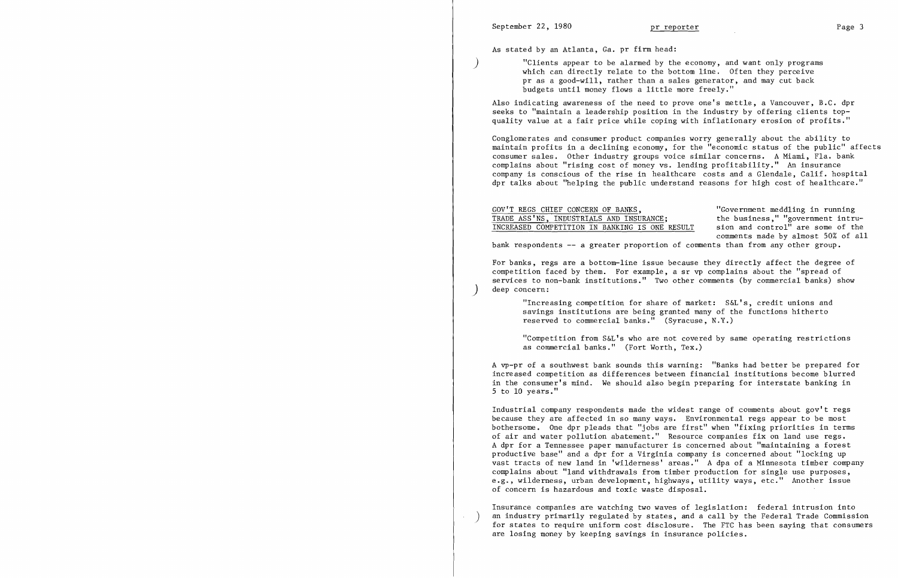As stated by an Atlanta, Ga. pr firm head:

> "Clients appear to be alarmed by the economy, and want only programs which can directly relate to the bottom line. Often they perceive pr as a good-will, rather than a sales generator, and may cut back budgets until money flows a little more freely."

Also indicating awareness of the need to prove one's mettle, a Vancouver, B.C. dpr seeks to "maintain a leadership position in the industry by offering clients top-quality value at a fair price while coping with inflationary erosion of profits."

Conglomerates and consumer product companies worry generally about the ability to maintain profits in a declining economy, for the "economic status of the public" affects consumer sales. Other industry groups voice similar concerns. A Miami, Fla. bank complains about "rising cost of money vs. lending profitability." An insurance company is conscious of the rise in healthcare costs and a Glendale, Calif. hospital dpr talks about "helping the public understand reasons for high cost of healthcare."

GOV'T REGS CHIEF CONCERN OF BANKS, TRADE ASS'NS, INDUSTRIALS AND INSURANCE; INCREASED COMPETITION IN BANKING IS ONE RESULT

"Government meddling in running the business," "government intrusion and control" are some of the comments made by almost 50% of all bank respondents -- a greater proportion of comments than from any other group.

For banks, regs are a bottom-line issue because they directly affect the degree of competition faced by them. For example, a sr vp complains about the "spread of services to non-bank institutions." Two other comments (by commercial banks) show deep concern:

> "Increasing competition for share of market: S&L's, credit unions and savings institutions are being granted many of the functions hitherto reserved to commercial banks." (Syracuse, N.Y.)

> "Competition from S&L's who are not covered by same operating restrictions as commercial banks." (Fort Worth, Tex.)

A vp-pr of a southwest bank sounds this warning: "Banks had better be prepared for increased competition as differences between financial institutions become blurred in the consumer's mind. We should also begin preparing for interstate banking in 5 to 10 years."

Industrial company respondents made the widest range of comments about gov't regs because they are affected in so many ways. Environmental regs appear to be most bothersome. One dpr pleads that "jobs are first" when "fixing priorities in terms of air and water pollution abatement." Resource companies fix on land use regs. A dpr for a Tennessee paper manufacturer is concerned about "maintaining a forest productive base" and a dpr for a Virginia company is concerned about "locking up vast tracts of new land in 'wilderness' areas." A dpa of a Minnesota timber company complains about "land withdrawals from timber production for single use purposes, e.g., wilderness, urban development, highways, utility ways, etc." Another issue of concern is hazardous and toxic waste disposal.

Insurance companies are watching two waves of legislation: federal intrusion into an industry primarily regulated by states, and a call by the Federal Trade Commission for states to require uniform cost disclosure. The FTC has been saying that consumers are losing money by keeping savings in insurance policies.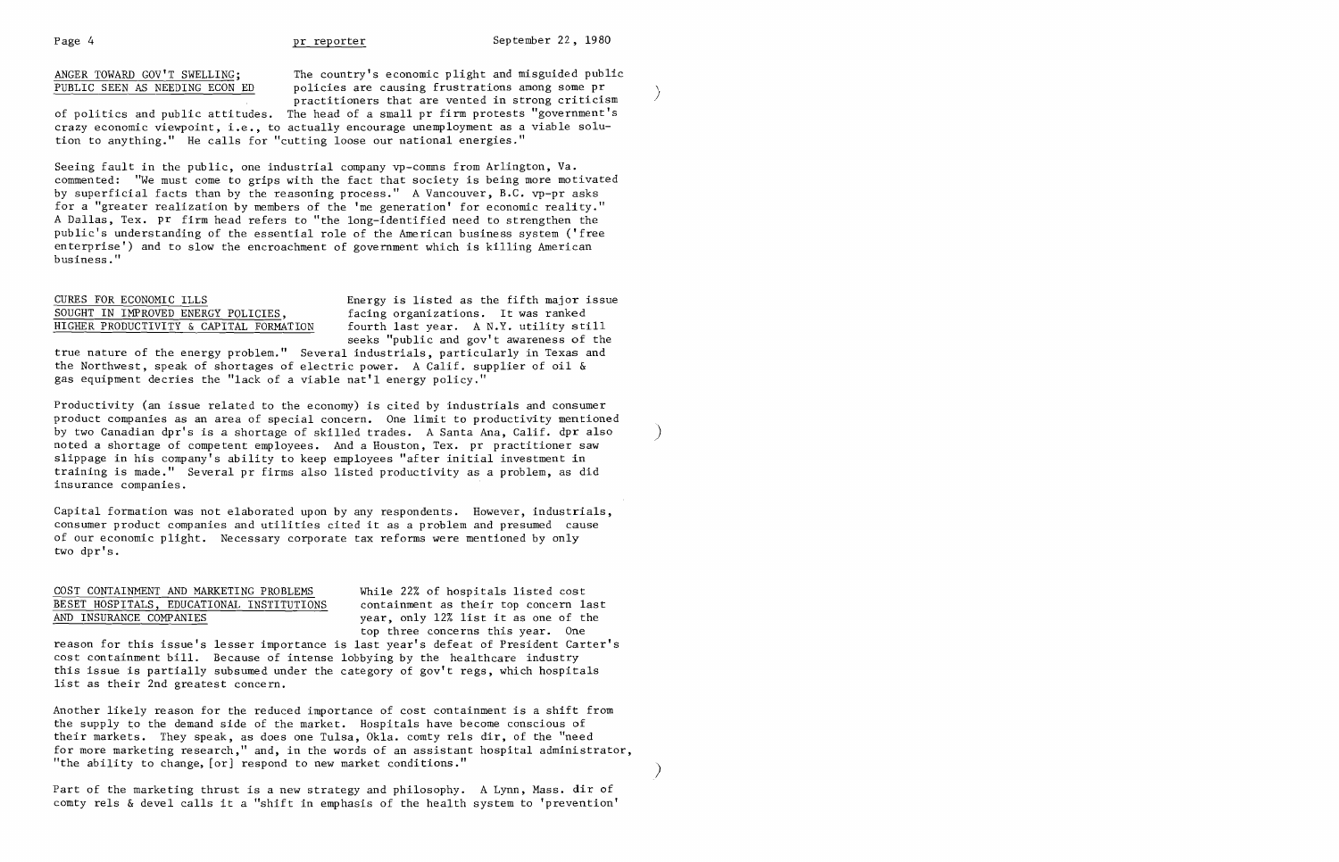**ANGER TOWARD GOV'T SWELLING; PUBLIC SEEN AS NEEDING ECON ED**

The country's economic plight and misguided public policies are causing frustrations among some pr practitioners that are vented in strong criticism of politics and public attitudes. The head of a small pr firm protests "government's crazy economic viewpoint, i.e., to actually encourage unemployment as a viable solution to anything." He calls for "cutting loose our national energies."

Seeing fault in the public, one industrial company vp-comns from Arlington, Va. commented: "We must come to grips with the fact that society is being more motivated by superficial facts than by the reasoning process." A Vancouver, B.C. vp-pr asks for a "greater realization by members of the 'me generation' for economic reality." A Dallas, Tex. pr firm head refers to "the long-identified need to strengthen the public's understanding of the essential role of the American business system ('free enterprise') and to slow the encroachment of government which is killing American business."

**CURES FOR ECONOMIC ILLS SOUGHT IN IMPROVED ENERGY POLICIES, HIGHER PRODUCTIVITY & CAPITAL FORMATION**

Energy is listed as the fifth major issue facing organizations. It was ranked fourth last year. A N.Y. utility still seeks "public and gov't awareness of the true nature of the energy problem." Several industrials, particularly in Texas and the Northwest, speak of shortages of electric power. A Calif. supplier of oil & gas equipment decries the "lack of a viable nat'l energy policy."

Productivity (an issue related to the economy) is cited by industrials and consumer product companies as an area of special concern. One limit to productivity mentioned by two Canadian dpr's is a shortage of skilled trades. A Santa Ana, Calif. dpr also noted a shortage of competent employees. And a Houston, Tex. pr practitioner saw slippage in his company's ability to keep employees "after initial investment in training is made." Several pr firms also listed productivity as a problem, as did insurance companies.

Capital formation was not elaborated upon by any respondents. However, industrials, consumer product companies and utilities cited it as a problem and presumed cause of our economic plight. Necessary corporate tax reforms were mentioned by only two dpr's.

**COST CONTAINMENT AND MARKETING PROBLEMS BESET HOSPITALS, EDUCATIONAL INSTITUTIONS AND INSURANCE COMPANIES**

While 22% of hospitals listed cost containment as their top concern last year, only 12% list it as one of the top three concerns this year. One reason for this issue's lesser importance is last year's defeat of President Carter's cost containment bill. Because of intense lobbying by the healthcare industry this issue is partially subsumed under the category of gov't regs, which hospitals list as their 2nd greatest concern.

Another likely reason for the reduced importance of cost containment is a shift from the supply to the demand side of the market. Hospitals have become conscious of their markets. They speak, as does one Tulsa, Okla. comty rels dir, of the "need for more marketing research," and, in the words of an assistant hospital administrator, "the ability to change, [or] respond to new market conditions."

Part of the marketing thrust is a new strategy and philosophy. A Lynn, Mass. dir of comty rels & devel calls it a "shift in emphasis of the health system to 'prevention'